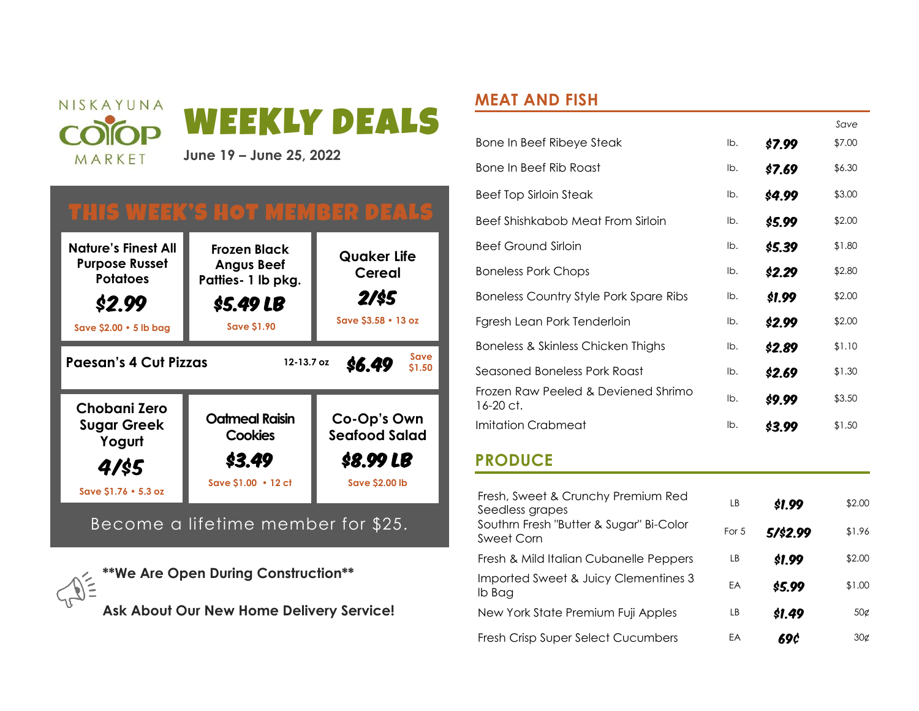NISKAYUNA CO-OP MARKET

# WEEKLY DEALS

**June 19 – June 25, 2022**

## THIS WEEK'S HOT MEMBER DEALS

**Nature's Finest All Purpose Russet Potatoes**
**$2.99**
Save $2.00 • 5 lb bag

**Frozen Black Angus Beef Patties- 1 lb pkg.**
**$5.49 LB**
Save $1.90

**Quaker Life Cereal**
**2/$5**
Save $3.58 • 13 oz

**Paesan's 4 Cut Pizzas** 12-13.7 oz **$6.49** Save $1.50

**Chobani Zero Sugar Greek Yogurt**
**4/$5**
Save $1.76 • 5.3 oz

**Oatmeal Raisin Cookies**
**$3.49**
Save $1.00 • 12 ct

**Co-Op's Own Seafood Salad**
**$8.99 LB**
Save $2.00 lb

Become a lifetime member for $25.

**\*\*We Are Open During Construction\*\***

**Ask About Our New Home Delivery Service!**

## MEAT AND FISH

| Item | Unit | Price | Save |
|---|---|---|---|
| Bone In Beef Ribeye Steak | lb. | $7.99 | $7.00 |
| Bone In Beef Rib Roast | lb. | $7.69 | $6.30 |
| Beef Top Sirloin Steak | lb. | $4.99 | $3.00 |
| Beef Shishkabob Meat From Sirloin | lb. | $5.99 | $2.00 |
| Beef Ground Sirloin | lb. | $5.39 | $1.80 |
| Boneless Pork Chops | lb. | $2.29 | $2.80 |
| Boneless Country Style Pork Spare Ribs | lb. | $1.99 | $2.00 |
| Fgresh Lean Pork Tenderloin | lb. | $2.99 | $2.00 |
| Boneless & Skinless Chicken Thighs | lb. | $2.89 | $1.10 |
| Seasoned Boneless Pork Roast | lb. | $2.69 | $1.30 |
| Frozen Raw Peeled & Deviened Shrimo 16-20 ct. | lb. | $9.99 | $3.50 |
| Imitation Crabmeat | lb. | $3.99 | $1.50 |

## PRODUCE

| Item | Unit | Price | Save |
|---|---|---|---|
| Fresh, Sweet & Crunchy Premium Red Seedless grapes | LB | $1.99 | $2.00 |
| Southrn Fresh "Butter & Sugar" Bi-Color Sweet Corn | For 5 | 5/$2.99 | $1.96 |
| Fresh & Mild Italian Cubanelle Peppers | LB | $1.99 | $2.00 |
| Imported Sweet & Juicy Clementines 3 lb Bag | EA | $5.99 | $1.00 |
| New York State Premium Fuji Apples | LB | $1.49 | 50¢ |
| Fresh Crisp Super Select Cucumbers | EA | 69¢ | 30¢ |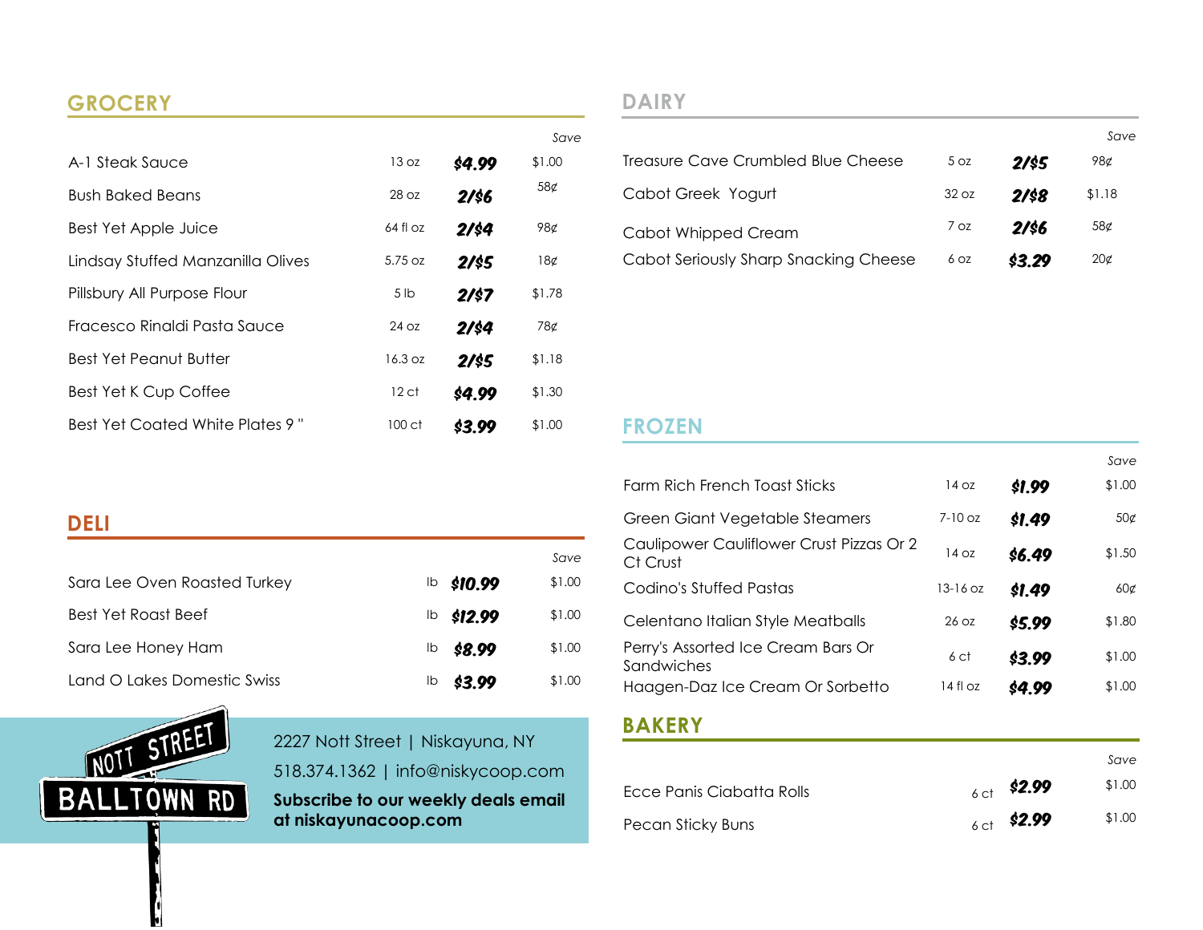## GROCERY

| | | | Save |
|---|---|---|---|
| A-1 Steak Sauce | 13 oz | **$4.99** | $1.00 |
| Bush Baked Beans | 28 oz | **2/$6** | 58¢ |
| Best Yet Apple Juice | 64 fl oz | **2/$4** | 98¢ |
| Lindsay Stuffed Manzanilla Olives | 5.75 oz | **2/$5** | 18¢ |
| Pillsbury All Purpose Flour | 5 lb | **2/$7** | $1.78 |
| Fracesco Rinaldi Pasta Sauce | 24 oz | **2/$4** | 78¢ |
| Best Yet Peanut Butter | 16.3 oz | **2/$5** | $1.18 |
| Best Yet K Cup Coffee | 12 ct | **$4.99** | $1.30 |
| Best Yet Coated White Plates 9 " | 100 ct | **$3.99** | $1.00 |

## DELI

| | | | Save |
|---|---|---|---|
| Sara Lee Oven Roasted Turkey | lb | **$10.99** | $1.00 |
| Best Yet Roast Beef | lb | **$12.99** | $1.00 |
| Sara Lee Honey Ham | lb | **$8.99** | $1.00 |
| Land O Lakes Domestic Swiss | lb | **$3.99** | $1.00 |

NOTT STREET
BALLTOWN RD

2227 Nott Street | Niskayuna, NY
518.374.1362 | info@niskycoop.com
**Subscribe to our weekly deals email at niskayunacoop.com**

## DAIRY

| | | | Save |
|---|---|---|---|
| Treasure Cave Crumbled Blue Cheese | 5 oz | **2/$5** | 98¢ |
| Cabot Greek Yogurt | 32 oz | **2/$8** | $1.18 |
| Cabot Whipped Cream | 7 oz | **2/$6** | 58¢ |
| Cabot Seriously Sharp Snacking Cheese | 6 oz | **$3.29** | 20¢ |

## FROZEN

| | | | Save |
|---|---|---|---|
| Farm Rich French Toast Sticks | 14 oz | **$1.99** | $1.00 |
| Green Giant Vegetable Steamers | 7-10 oz | **$1.49** | 50¢ |
| Caulipower Cauliflower Crust Pizzas Or 2 Ct Crust | 14 oz | **$6.49** | $1.50 |
| Codino's Stuffed Pastas | 13-16 oz | **$1.49** | 60¢ |
| Celentano Italian Style Meatballs | 26 oz | **$5.99** | $1.80 |
| Perry's Assorted Ice Cream Bars Or Sandwiches | 6 ct | **$3.99** | $1.00 |
| Haagen-Daz Ice Cream Or Sorbetto | 14 fl oz | **$4.99** | $1.00 |

## BAKERY

| | | | Save |
|---|---|---|---|
| Ecce Panis Ciabatta Rolls | 6 ct | **$2.99** | $1.00 |
| Pecan Sticky Buns | 6 ct | **$2.99** | $1.00 |